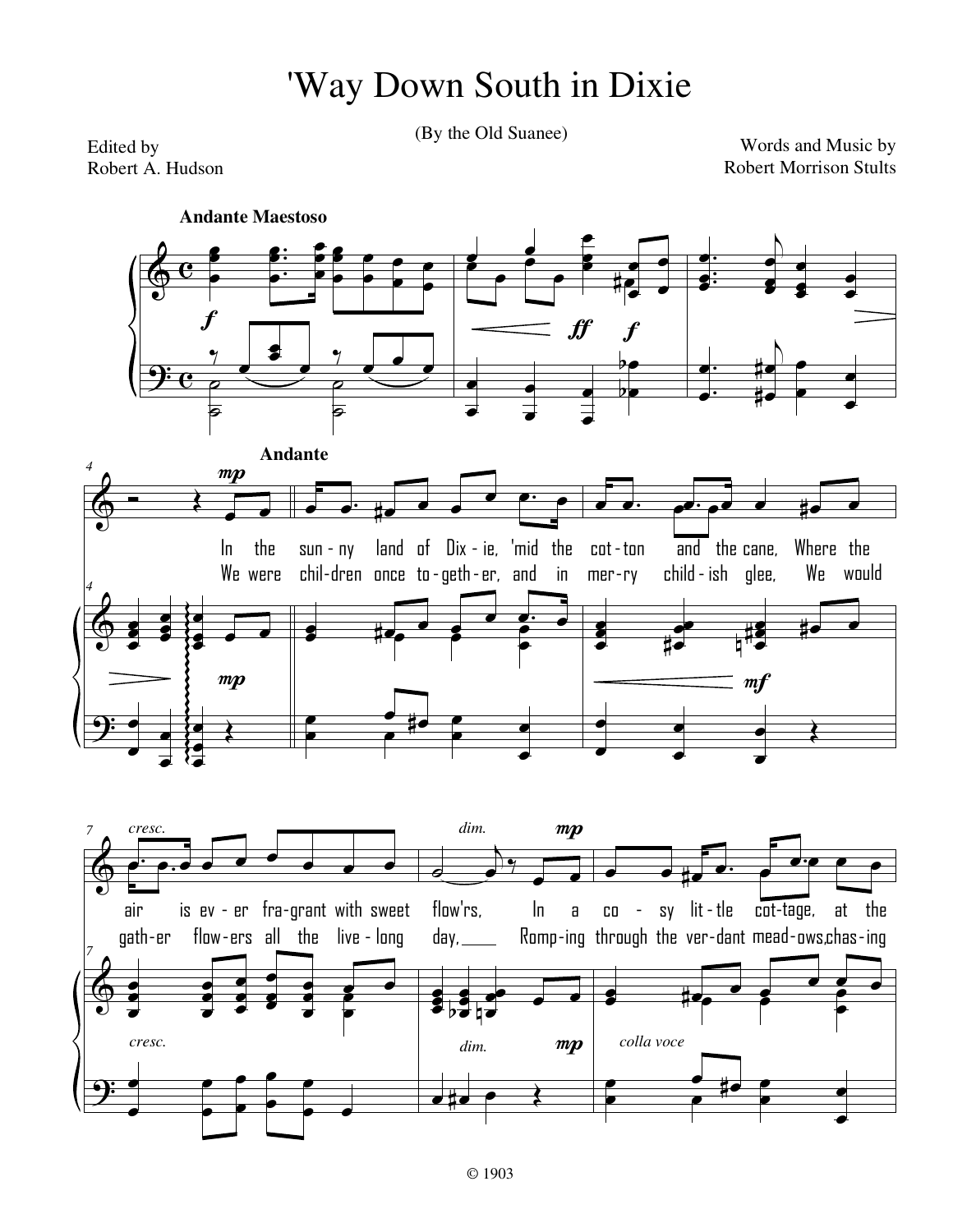# 'Way Down South in Dixie

(By the Old Suanee)

Edited by
Robert A. Hudson

Words and Music by
Robert Morrison Stults

© 1903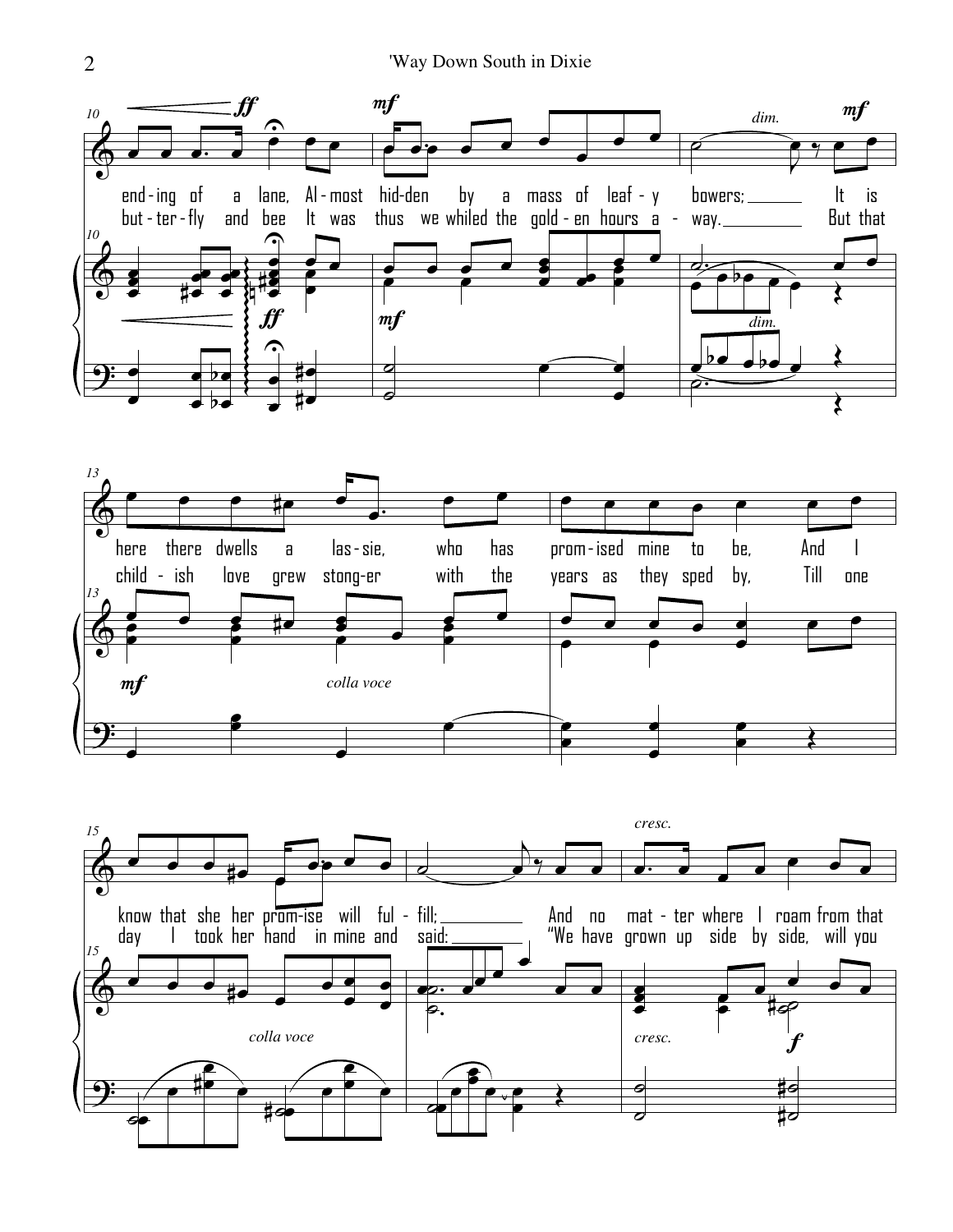ending of a lane, Almost hidden by a mass of leafy bowers; It is here there dwells a lassie, who has promised mine to be, And I know that she her promise will fulfill; And no matter where I roam from that

butterfly and bee It was thus we whiled the golden hours away. But that childish love grew stonger with the years as they sped by, Till one day I took her hand in mine and said: "We have grown up side by side, will you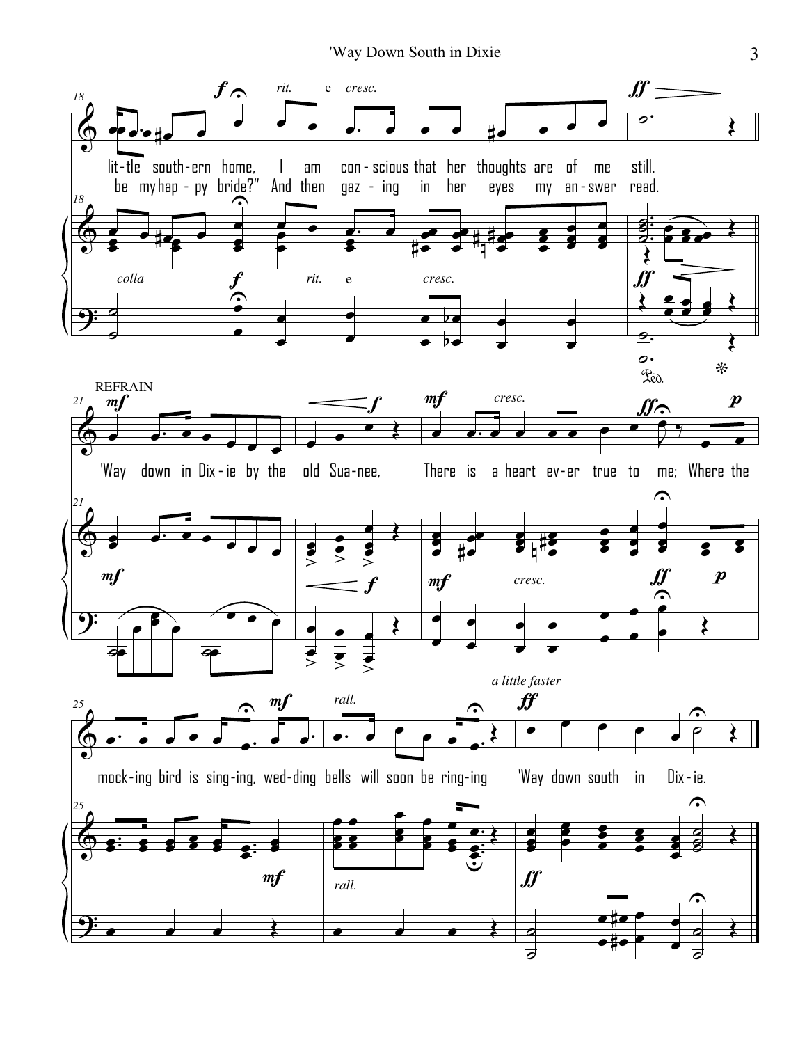lit-tle south-ern home, I am con-scious that her thoughts are of me still.
be my hap-py bride?" And then gaz-ing in her eyes my an-swer read.

REFRAIN

'Way down in Dix-ie by the old Sua-nee, There is a heart ev-er true to me; Where the mock-ing bird is sing-ing, wed-ding bells will soon be ring-ing 'Way down south in Dix-ie.